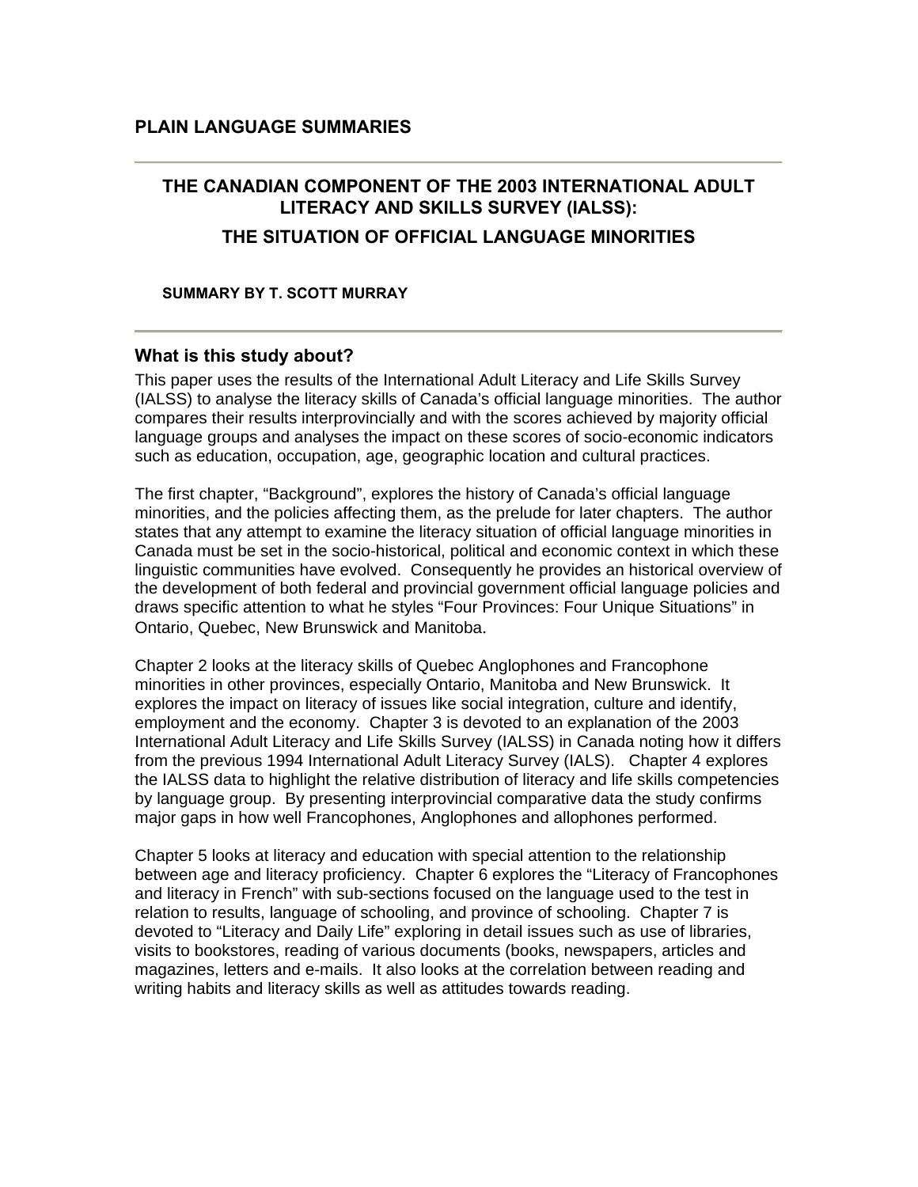# PLAIN LANGUAGE SUMMARIES

## THE CANADIAN COMPONENT OF THE 2003 INTERNATIONAL ADULT LITERACY AND SKILLS SURVEY (IALSS): THE SITUATION OF OFFICIAL LANGUAGE MINORITIES

**SUMMARY BY T. SCOTT MURRAY**

### What is this study about?

This paper uses the results of the International Adult Literacy and Life Skills Survey (IALSS) to analyse the literacy skills of Canada's official language minorities. The author compares their results interprovincially and with the scores achieved by majority official language groups and analyses the impact on these scores of socio-economic indicators such as education, occupation, age, geographic location and cultural practices.

The first chapter, "Background", explores the history of Canada's official language minorities, and the policies affecting them, as the prelude for later chapters. The author states that any attempt to examine the literacy situation of official language minorities in Canada must be set in the socio-historical, political and economic context in which these linguistic communities have evolved. Consequently he provides an historical overview of the development of both federal and provincial government official language policies and draws specific attention to what he styles "Four Provinces: Four Unique Situations" in Ontario, Quebec, New Brunswick and Manitoba.

Chapter 2 looks at the literacy skills of Quebec Anglophones and Francophone minorities in other provinces, especially Ontario, Manitoba and New Brunswick. It explores the impact on literacy of issues like social integration, culture and identify, employment and the economy. Chapter 3 is devoted to an explanation of the 2003 International Adult Literacy and Life Skills Survey (IALSS) in Canada noting how it differs from the previous 1994 International Adult Literacy Survey (IALS). Chapter 4 explores the IALSS data to highlight the relative distribution of literacy and life skills competencies by language group. By presenting interprovincial comparative data the study confirms major gaps in how well Francophones, Anglophones and allophones performed.

Chapter 5 looks at literacy and education with special attention to the relationship between age and literacy proficiency. Chapter 6 explores the "Literacy of Francophones and literacy in French" with sub-sections focused on the language used to the test in relation to results, language of schooling, and province of schooling. Chapter 7 is devoted to "Literacy and Daily Life" exploring in detail issues such as use of libraries, visits to bookstores, reading of various documents (books, newspapers, articles and magazines, letters and e-mails. It also looks at the correlation between reading and writing habits and literacy skills as well as attitudes towards reading.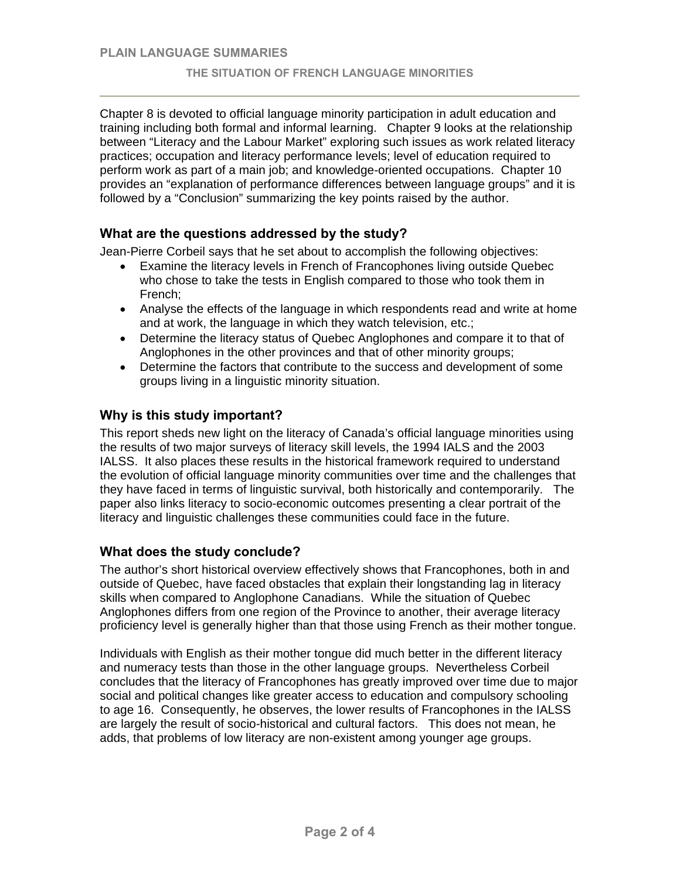Chapter 8 is devoted to official language minority participation in adult education and training including both formal and informal learning. Chapter 9 looks at the relationship between "Literacy and the Labour Market" exploring such issues as work related literacy practices; occupation and literacy performance levels; level of education required to perform work as part of a main job; and knowledge-oriented occupations. Chapter 10 provides an "explanation of performance differences between language groups" and it is followed by a "Conclusion" summarizing the key points raised by the author.

## What are the questions addressed by the study?

Jean-Pierre Corbeil says that he set about to accomplish the following objectives:

- Examine the literacy levels in French of Francophones living outside Quebec who chose to take the tests in English compared to those who took them in French;
- Analyse the effects of the language in which respondents read and write at home and at work, the language in which they watch television, etc.;
- Determine the literacy status of Quebec Anglophones and compare it to that of Anglophones in the other provinces and that of other minority groups;
- Determine the factors that contribute to the success and development of some groups living in a linguistic minority situation.

## Why is this study important?

This report sheds new light on the literacy of Canada's official language minorities using the results of two major surveys of literacy skill levels, the 1994 IALS and the 2003 IALSS. It also places these results in the historical framework required to understand the evolution of official language minority communities over time and the challenges that they have faced in terms of linguistic survival, both historically and contemporarily. The paper also links literacy to socio-economic outcomes presenting a clear portrait of the literacy and linguistic challenges these communities could face in the future.

## What does the study conclude?

The author's short historical overview effectively shows that Francophones, both in and outside of Quebec, have faced obstacles that explain their longstanding lag in literacy skills when compared to Anglophone Canadians. While the situation of Quebec Anglophones differs from one region of the Province to another, their average literacy proficiency level is generally higher than that those using French as their mother tongue.

Individuals with English as their mother tongue did much better in the different literacy and numeracy tests than those in the other language groups. Nevertheless Corbeil concludes that the literacy of Francophones has greatly improved over time due to major social and political changes like greater access to education and compulsory schooling to age 16. Consequently, he observes, the lower results of Francophones in the IALSS are largely the result of socio-historical and cultural factors. This does not mean, he adds, that problems of low literacy are non-existent among younger age groups.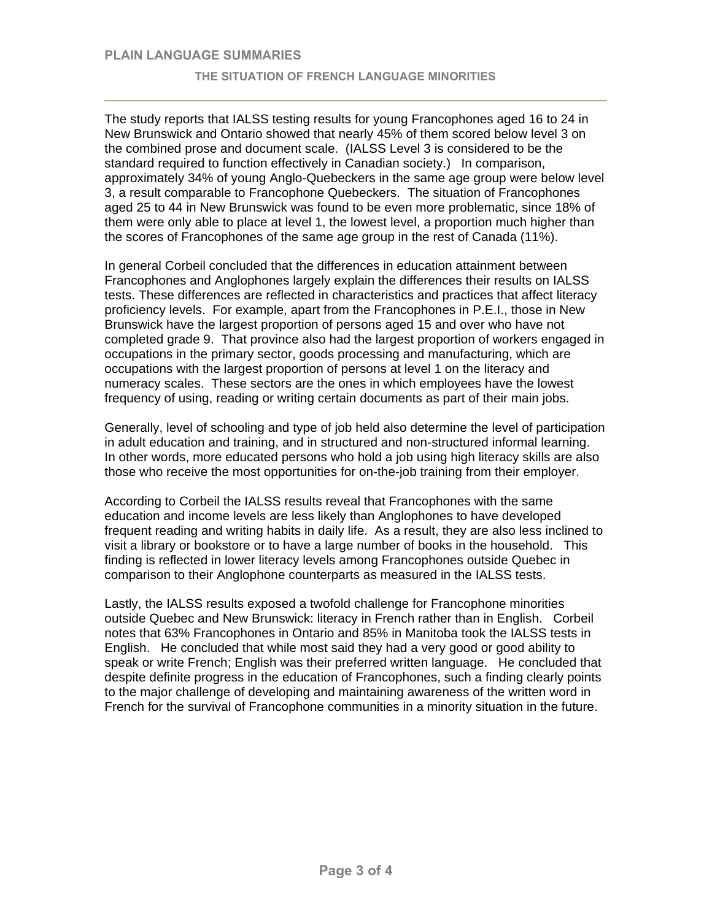The study reports that IALSS testing results for young Francophones aged 16 to 24 in New Brunswick and Ontario showed that nearly 45% of them scored below level 3 on the combined prose and document scale. (IALSS Level 3 is considered to be the standard required to function effectively in Canadian society.) In comparison, approximately 34% of young Anglo-Quebeckers in the same age group were below level 3, a result comparable to Francophone Quebeckers. The situation of Francophones aged 25 to 44 in New Brunswick was found to be even more problematic, since 18% of them were only able to place at level 1, the lowest level, a proportion much higher than the scores of Francophones of the same age group in the rest of Canada (11%).

In general Corbeil concluded that the differences in education attainment between Francophones and Anglophones largely explain the differences their results on IALSS tests. These differences are reflected in characteristics and practices that affect literacy proficiency levels. For example, apart from the Francophones in P.E.I., those in New Brunswick have the largest proportion of persons aged 15 and over who have not completed grade 9. That province also had the largest proportion of workers engaged in occupations in the primary sector, goods processing and manufacturing, which are occupations with the largest proportion of persons at level 1 on the literacy and numeracy scales. These sectors are the ones in which employees have the lowest frequency of using, reading or writing certain documents as part of their main jobs.

Generally, level of schooling and type of job held also determine the level of participation in adult education and training, and in structured and non-structured informal learning. In other words, more educated persons who hold a job using high literacy skills are also those who receive the most opportunities for on-the-job training from their employer.

According to Corbeil the IALSS results reveal that Francophones with the same education and income levels are less likely than Anglophones to have developed frequent reading and writing habits in daily life. As a result, they are also less inclined to visit a library or bookstore or to have a large number of books in the household. This finding is reflected in lower literacy levels among Francophones outside Quebec in comparison to their Anglophone counterparts as measured in the IALSS tests.

Lastly, the IALSS results exposed a twofold challenge for Francophone minorities outside Quebec and New Brunswick: literacy in French rather than in English. Corbeil notes that 63% Francophones in Ontario and 85% in Manitoba took the IALSS tests in English. He concluded that while most said they had a very good or good ability to speak or write French; English was their preferred written language. He concluded that despite definite progress in the education of Francophones, such a finding clearly points to the major challenge of developing and maintaining awareness of the written word in French for the survival of Francophone communities in a minority situation in the future.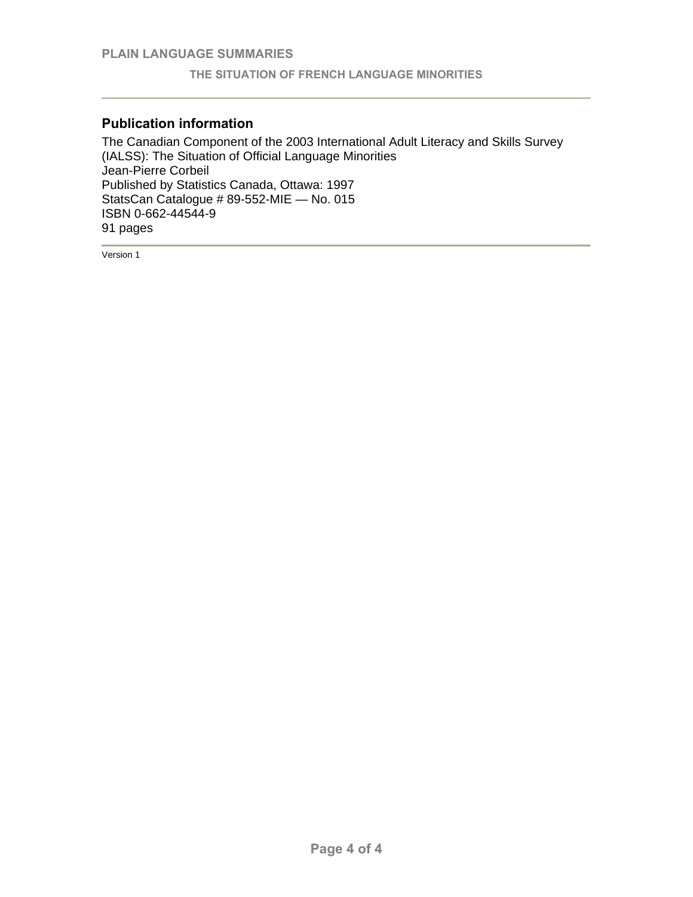## Publication information

The Canadian Component of the 2003 International Adult Literacy and Skills Survey (IALSS): The Situation of Official Language Minorities
Jean-Pierre Corbeil
Published by Statistics Canada, Ottawa: 1997
StatsCan Catalogue # 89-552-MIE — No. 015
ISBN 0-662-44544-9
91 pages

Version 1